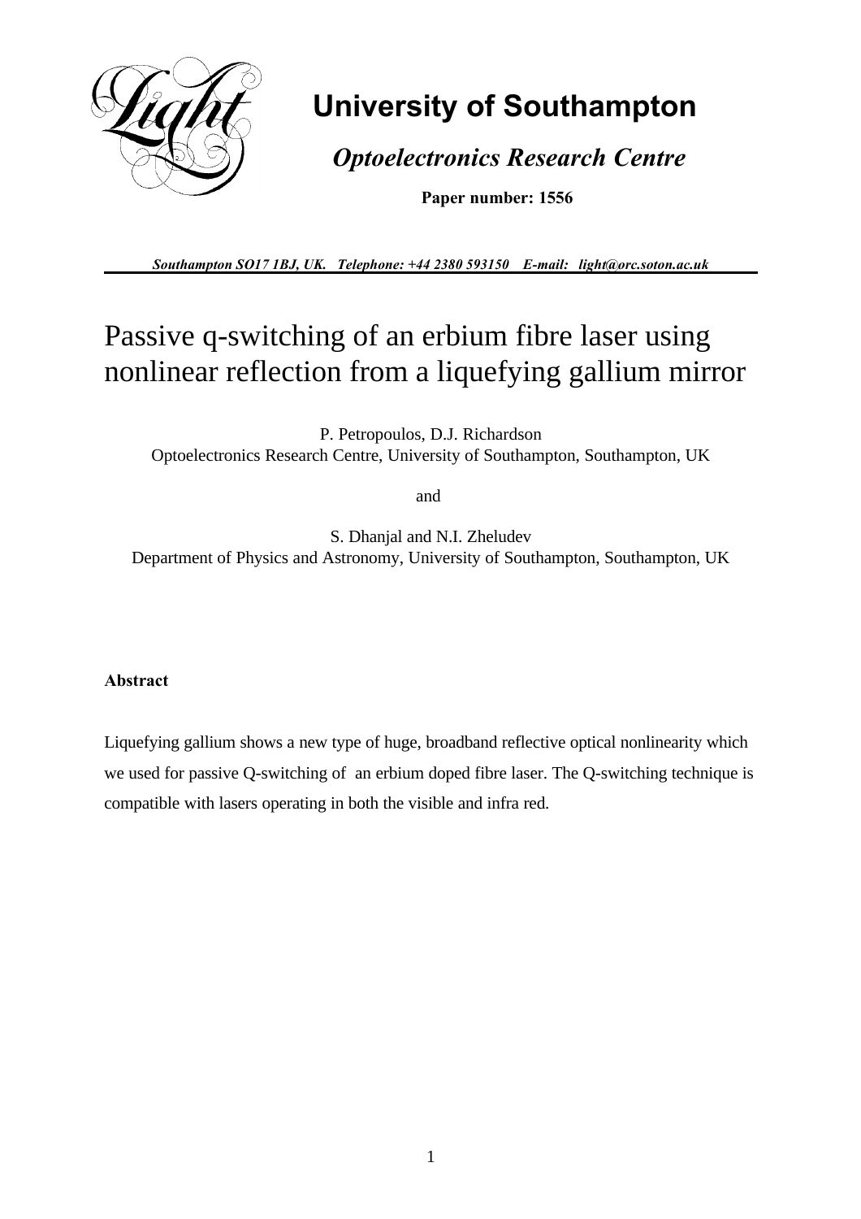# University of Southampton

## *Optoelectronics Research Centre*

**Paper number: 1556**

***Southampton SO17 1BJ, UK. Telephone: +44 2380 593150 E-mail: light@orc.soton.ac.uk***

# Passive q-switching of an erbium fibre laser using nonlinear reflection from a liquefying gallium mirror

P. Petropoulos, D.J. Richardson
Optoelectronics Research Centre, University of Southampton, Southampton, UK

and

S. Dhanjal and N.I. Zheludev
Department of Physics and Astronomy, University of Southampton, Southampton, UK

**Abstract**

Liquefying gallium shows a new type of huge, broadband reflective optical nonlinearity which we used for passive Q-switching of an erbium doped fibre laser. The Q-switching technique is compatible with lasers operating in both the visible and infra red.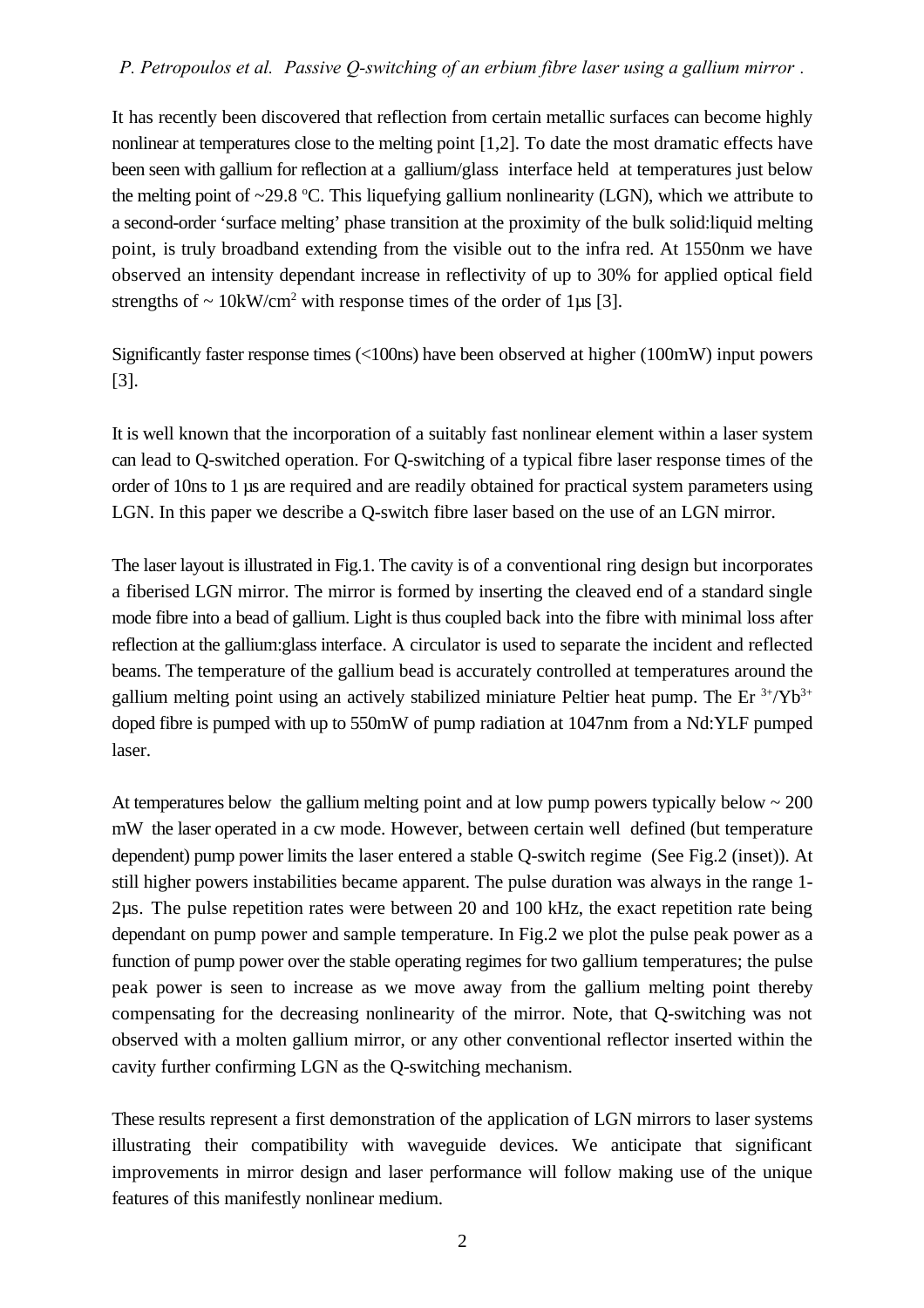It has recently been discovered that reflection from certain metallic surfaces can become highly nonlinear at temperatures close to the melting point [1,2]. To date the most dramatic effects have been seen with gallium for reflection at a gallium/glass interface held at temperatures just below the melting point of ~29.8 $^{o}$C. This liquefying gallium nonlinearity (LGN), which we attribute to a second-order 'surface melting' phase transition at the proximity of the bulk solid:liquid melting point, is truly broadband extending from the visible out to the infra red. At 1550nm we have observed an intensity dependant increase in reflectivity of up to 30% for applied optical field strengths of ~ 10kW/cm$^2$ with response times of the order of 1µs [3].

Significantly faster response times (<100ns) have been observed at higher (100mW) input powers [3].

It is well known that the incorporation of a suitably fast nonlinear element within a laser system can lead to Q-switched operation. For Q-switching of a typical fibre laser response times of the order of 10ns to 1 µs are required and are readily obtained for practical system parameters using LGN. In this paper we describe a Q-switch fibre laser based on the use of an LGN mirror.

The laser layout is illustrated in Fig.1. The cavity is of a conventional ring design but incorporates a fiberised LGN mirror. The mirror is formed by inserting the cleaved end of a standard single mode fibre into a bead of gallium. Light is thus coupled back into the fibre with minimal loss after reflection at the gallium:glass interface. A circulator is used to separate the incident and reflected beams. The temperature of the gallium bead is accurately controlled at temperatures around the gallium melting point using an actively stabilized miniature Peltier heat pump. The $Er^{3+}/Yb^{3+}$ doped fibre is pumped with up to 550mW of pump radiation at 1047nm from a Nd:YLF pumped laser.

At temperatures below the gallium melting point and at low pump powers typically below ~ 200 mW the laser operated in a cw mode. However, between certain well defined (but temperature dependent) pump power limits the laser entered a stable Q-switch regime (See Fig.2 (inset)). At still higher powers instabilities became apparent. The pulse duration was always in the range 1-2µs. The pulse repetition rates were between 20 and 100 kHz, the exact repetition rate being dependant on pump power and sample temperature. In Fig.2 we plot the pulse peak power as a function of pump power over the stable operating regimes for two gallium temperatures; the pulse peak power is seen to increase as we move away from the gallium melting point thereby compensating for the decreasing nonlinearity of the mirror. Note, that Q-switching was not observed with a molten gallium mirror, or any other conventional reflector inserted within the cavity further confirming LGN as the Q-switching mechanism.

These results represent a first demonstration of the application of LGN mirrors to laser systems illustrating their compatibility with waveguide devices. We anticipate that significant improvements in mirror design and laser performance will follow making use of the unique features of this manifestly nonlinear medium.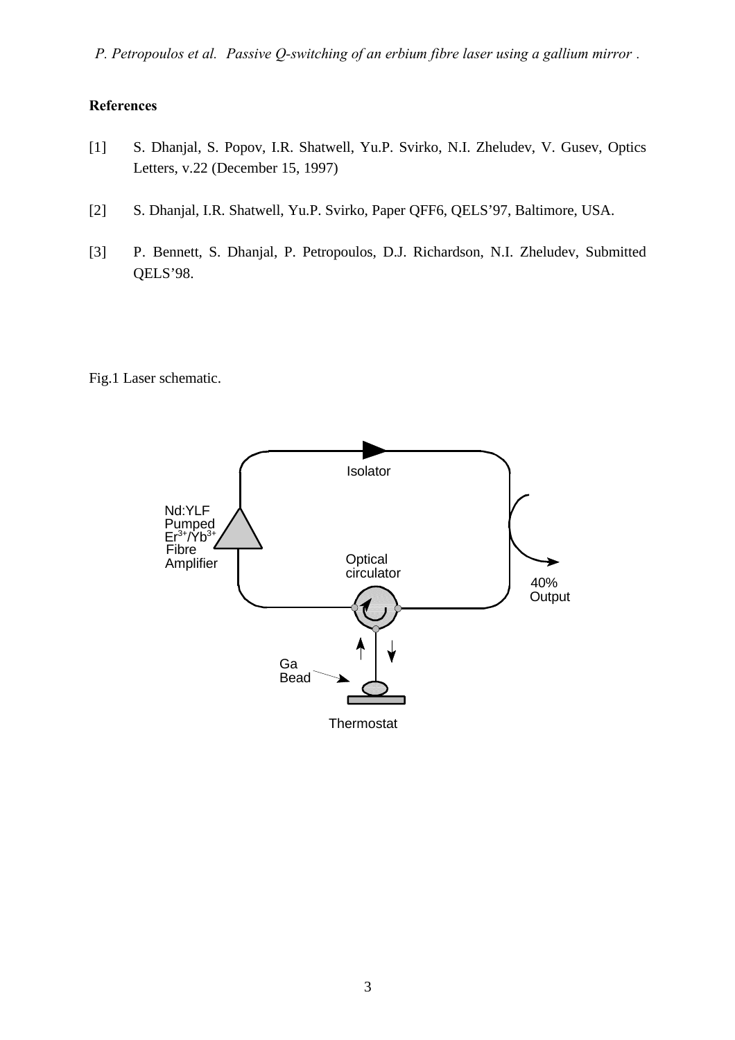**References**

[1] S. Dhanjal, S. Popov, I.R. Shatwell, Yu.P. Svirko, N.I. Zheludev, V. Gusev, Optics Letters, v.22 (December 15, 1997)

[2] S. Dhanjal, I.R. Shatwell, Yu.P. Svirko, Paper QFF6, QELS'97, Baltimore, USA.

[3] P. Bennett, S. Dhanjal, P. Petropoulos, D.J. Richardson, N.I. Zheludev, Submitted QELS'98.

Fig.1 Laser schematic.

Isolator

Nd:YLF Pumped $Er^{3+}/Yb^{3+}$ Fibre Amplifier

Optical circulator

40% Output

Ga Bead

Thermostat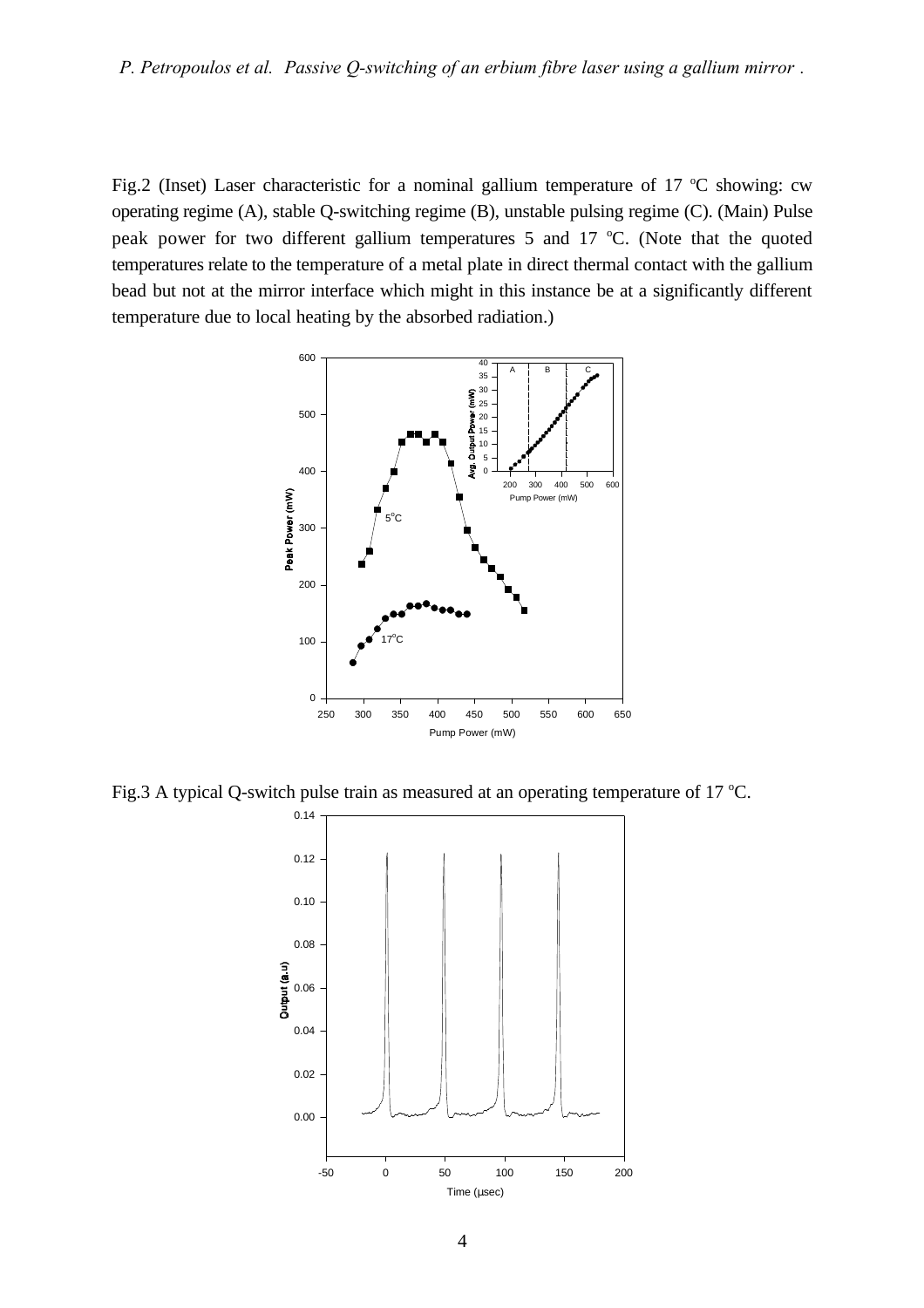Fig.2 (Inset) Laser characteristic for a nominal gallium temperature of 17 °C showing: cw operating regime (A), stable Q-switching regime (B), unstable pulsing regime (C). (Main) Pulse peak power for two different gallium temperatures 5 and 17 °C. (Note that the quoted temperatures relate to the temperature of a metal plate in direct thermal contact with the gallium bead but not at the mirror interface which might in this instance be at a significantly different temperature due to local heating by the absorbed radiation.)

Peak Power (mW)

0
100
200
300
400
500
600

Pump Power (mW)

250 300 350 400 450 500 550 600 650

5°C

17°C

Avg. Output Power (mW)

0 5 10 15 20 25 30 35 40

Pump Power (mW)

200 300 400 500 600

A B C

Fig.3 A typical Q-switch pulse train as measured at an operating temperature of 17 °C.

Output (a.u)

0.00
0.02
0.04
0.06
0.08
0.10
0.12
0.14

Time (μsec)

-50 0 50 100 150 200